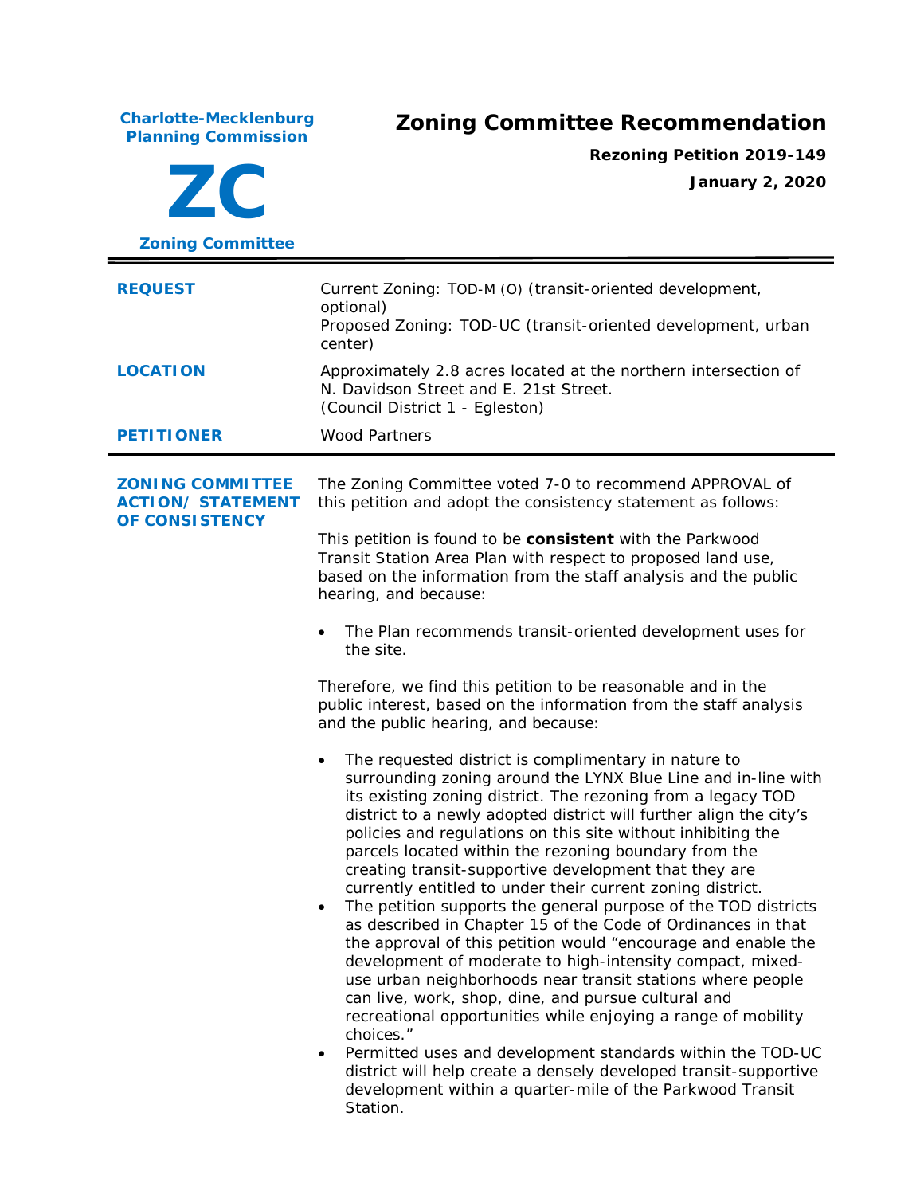**Charlote-Mecklenburg Planning Commission**

**ZC**

**Zoning Committee**

# Zoning Committee Recommendation

**Rezoning Petition 2019-149**

**January 2, 2020**

| | |
|---|---|
| **REQUEST** | Current Zoning: TOD-M (O) (transit-oriented development, optional)<br>Proposed Zoning: TOD-UC (transit-oriented development, urban center) |
| **LOCATION** | Approximately 2.8 acres located at the northern intersection of N. Davidson Street and E. 21st Street.<br>(Council District 1 - Egleston) |
| **PETITIONER** | Wood Partners |

**ZONING COMMITTEE ACTION/ STATEMENT OF CONSISTENCY**

The Zoning Committee voted 7-0 to recommend APPROVAL of this petition and adopt the consistency statement as follows:

This petition is found to be **consistent** with the Parkwood Transit Station Area Plan with respect to proposed land use, based on the information from the staff analysis and the public hearing, and because:

- The Plan recommends transit-oriented development uses for the site.

Therefore, we find this petition to be reasonable and in the public interest, based on the information from the staff analysis and the public hearing, and because:

- The requested district is complimentary in nature to surrounding zoning around the LYNX Blue Line and in-line with its existing zoning district. The rezoning from a legacy TOD district to a newly adopted district will further align the city's policies and regulations on this site without inhibiting the parcels located within the rezoning boundary from the creating transit-supportive development that they are currently entitled to under their current zoning district.
- The petition supports the general purpose of the TOD districts as described in Chapter 15 of the Code of Ordinances in that the approval of this petition would "encourage and enable the development of moderate to high-intensity compact, mixed-use urban neighborhoods near transit stations where people can live, work, shop, dine, and pursue cultural and recreational opportunities while enjoying a range of mobility choices."
- Permitted uses and development standards within the TOD-UC district will help create a densely developed transit-supportive development within a quarter-mile of the Parkwood Transit Station.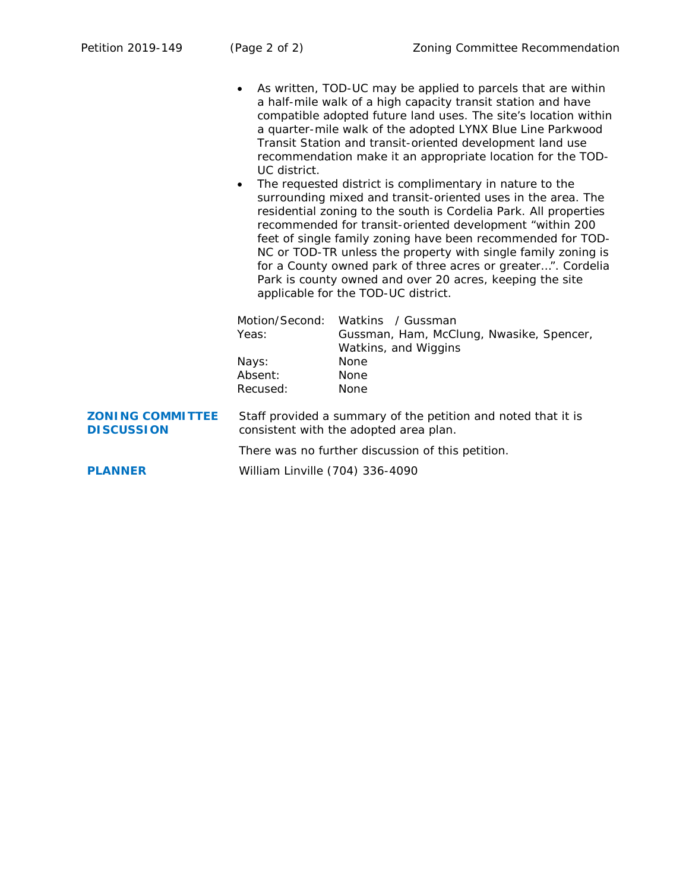- As written, TOD-UC may be applied to parcels that are within a half-mile walk of a high capacity transit station and have compatible adopted future land uses. The site's location within a quarter-mile walk of the adopted LYNX Blue Line Parkwood Transit Station and transit-oriented development land use recommendation make it an appropriate location for the TOD-UC district.
- The requested district is complimentary in nature to the surrounding mixed and transit-oriented uses in the area. The residential zoning to the south is Cordelia Park. All properties recommended for transit-oriented development "within 200 feet of single family zoning have been recommended for TOD-NC or TOD-TR unless the property with single family zoning is for a County owned park of three acres or greater…". Cordelia Park is county owned and over 20 acres, keeping the site applicable for the TOD-UC district.

| | |
|---|---|
| Motion/Second: | Watkins / Gussman |
| Yeas: | Gussman, Ham, McClung, Nwasike, Spencer, Watkins, and Wiggins |
| Nays: | None |
| Absent: | None |
| Recused: | None |

**ZONING COMMITTEE DISCUSSION**

Staff provided a summary of the petition and noted that it is consistent with the adopted area plan.

There was no further discussion of this petition.

**PLANNER**

William Linville (704) 336-4090